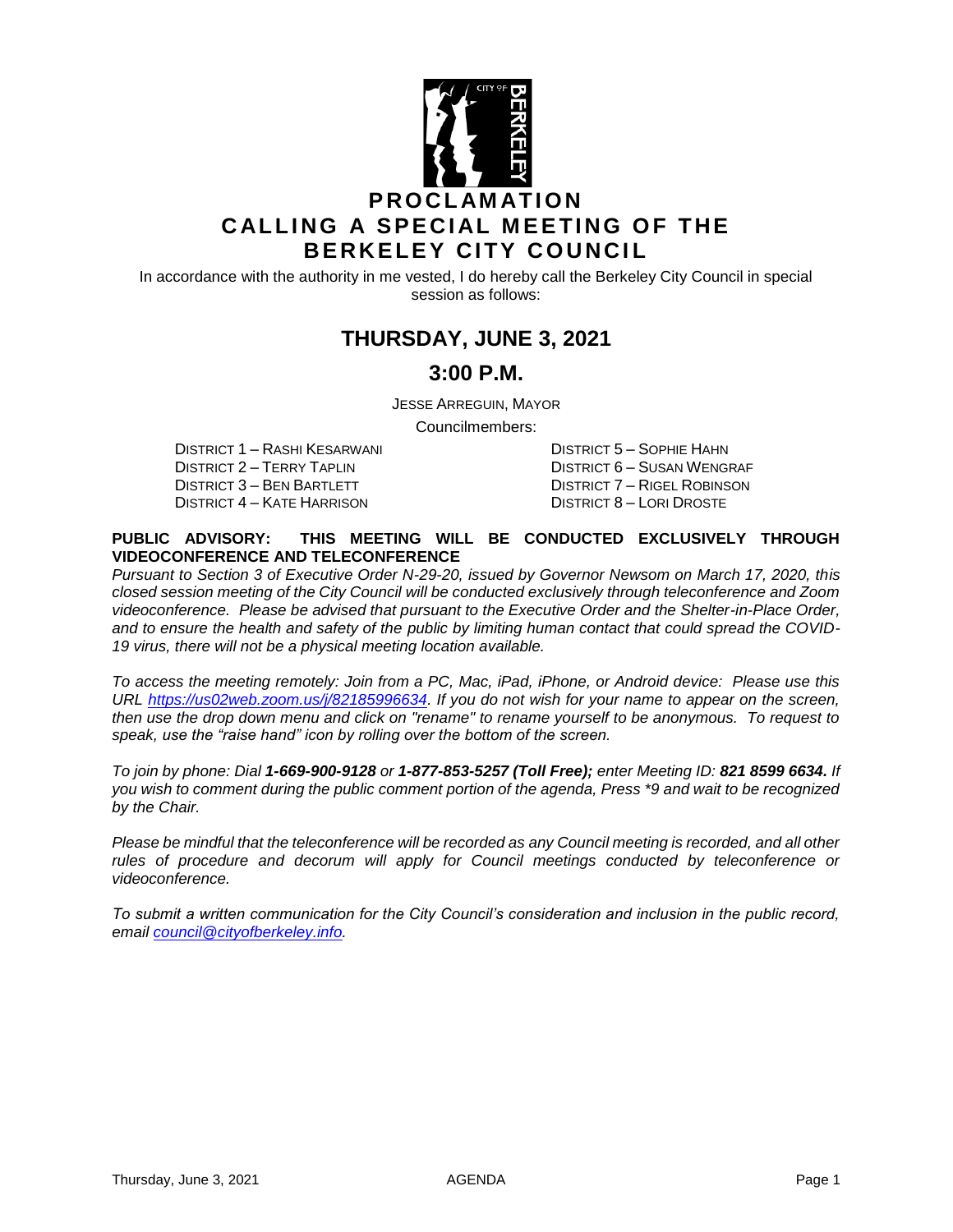# PROCLAMATION
# CALLING A SPECIAL MEETING OF THE BERKELEY CITY COUNCIL

In accordance with the authority in me vested, I do hereby call the Berkeley City Council in special session as follows:

## THURSDAY, JUNE 3, 2021

## 3:00 P.M.

JESSE ARREGUIN, MAYOR

Councilmembers:

DISTRICT 1 – RASHI KESARWANI
DISTRICT 2 – TERRY TAPLIN
DISTRICT 3 – BEN BARTLETT
DISTRICT 4 – KATE HARRISON
DISTRICT 5 – SOPHIE HAHN
DISTRICT 6 – SUSAN WENGRAF
DISTRICT 7 – RIGEL ROBINSON
DISTRICT 8 – LORI DROSTE

**PUBLIC ADVISORY: THIS MEETING WILL BE CONDUCTED EXCLUSIVELY THROUGH VIDEOCONFERENCE AND TELECONFERENCE**

*Pursuant to Section 3 of Executive Order N-29-20, issued by Governor Newsom on March 17, 2020, this closed session meeting of the City Council will be conducted exclusively through teleconference and Zoom videoconference. Please be advised that pursuant to the Executive Order and the Shelter-in-Place Order, and to ensure the health and safety of the public by limiting human contact that could spread the COVID-19 virus, there will not be a physical meeting location available.*

*To access the meeting remotely: Join from a PC, Mac, iPad, iPhone, or Android device: Please use this URL https://us02web.zoom.us/j/82185996634. If you do not wish for your name to appear on the screen, then use the drop down menu and click on "rename" to rename yourself to be anonymous. To request to speak, use the "raise hand" icon by rolling over the bottom of the screen.*

*To join by phone: Dial **1-669-900-9128** or **1-877-853-5257 (Toll Free);** enter Meeting ID: **821 8599 6634.** If you wish to comment during the public comment portion of the agenda, Press \*9 and wait to be recognized by the Chair.*

*Please be mindful that the teleconference will be recorded as any Council meeting is recorded, and all other rules of procedure and decorum will apply for Council meetings conducted by teleconference or videoconference.*

*To submit a written communication for the City Council's consideration and inclusion in the public record, email council@cityofberkeley.info.*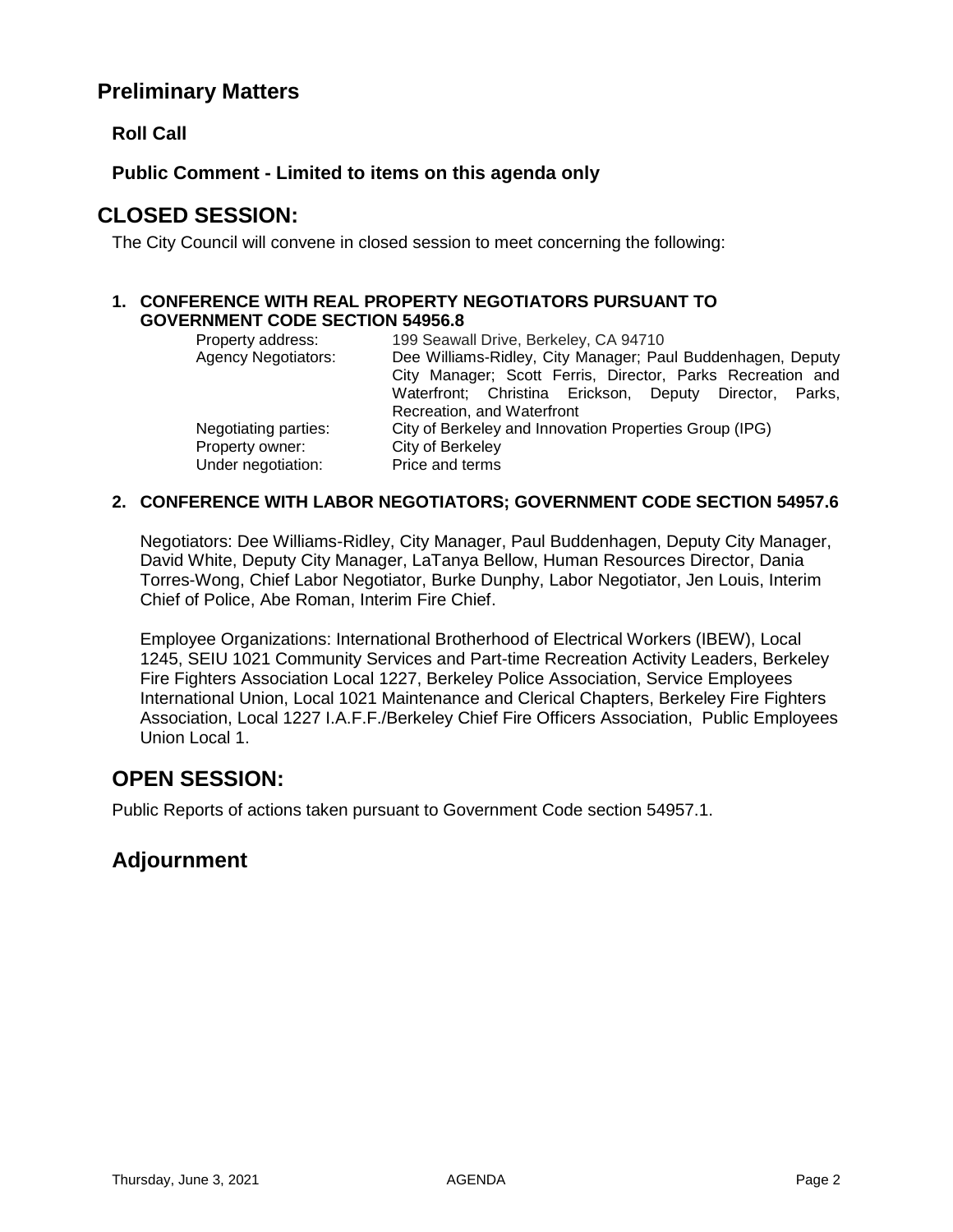## Preliminary Matters

### Roll Call

### Public Comment - Limited to items on this agenda only

## CLOSED SESSION:

The City Council will convene in closed session to meet concerning the following:

**1. CONFERENCE WITH REAL PROPERTY NEGOTIATORS PURSUANT TO GOVERNMENT CODE SECTION 54956.8**

| | |
|---|---|
| Property address: | 199 Seawall Drive, Berkeley, CA 94710 |
| Agency Negotiators: | Dee Williams-Ridley, City Manager; Paul Buddenhagen, Deputy City Manager; Scott Ferris, Director, Parks Recreation and Waterfront; Christina Erickson, Deputy Director, Parks, Recreation, and Waterfront |
| Negotiating parties: | City of Berkeley and Innovation Properties Group (IPG) |
| Property owner: | City of Berkeley |
| Under negotiation: | Price and terms |

**2. CONFERENCE WITH LABOR NEGOTIATORS; GOVERNMENT CODE SECTION 54957.6**

Negotiators: Dee Williams-Ridley, City Manager, Paul Buddenhagen, Deputy City Manager, David White, Deputy City Manager, LaTanya Bellow, Human Resources Director, Dania Torres-Wong, Chief Labor Negotiator, Burke Dunphy, Labor Negotiator, Jen Louis, Interim Chief of Police, Abe Roman, Interim Fire Chief.

Employee Organizations: International Brotherhood of Electrical Workers (IBEW), Local 1245, SEIU 1021 Community Services and Part-time Recreation Activity Leaders, Berkeley Fire Fighters Association Local 1227, Berkeley Police Association, Service Employees International Union, Local 1021 Maintenance and Clerical Chapters, Berkeley Fire Fighters Association, Local 1227 I.A.F.F./Berkeley Chief Fire Officers Association, Public Employees Union Local 1.

## OPEN SESSION:

Public Reports of actions taken pursuant to Government Code section 54957.1.

## Adjournment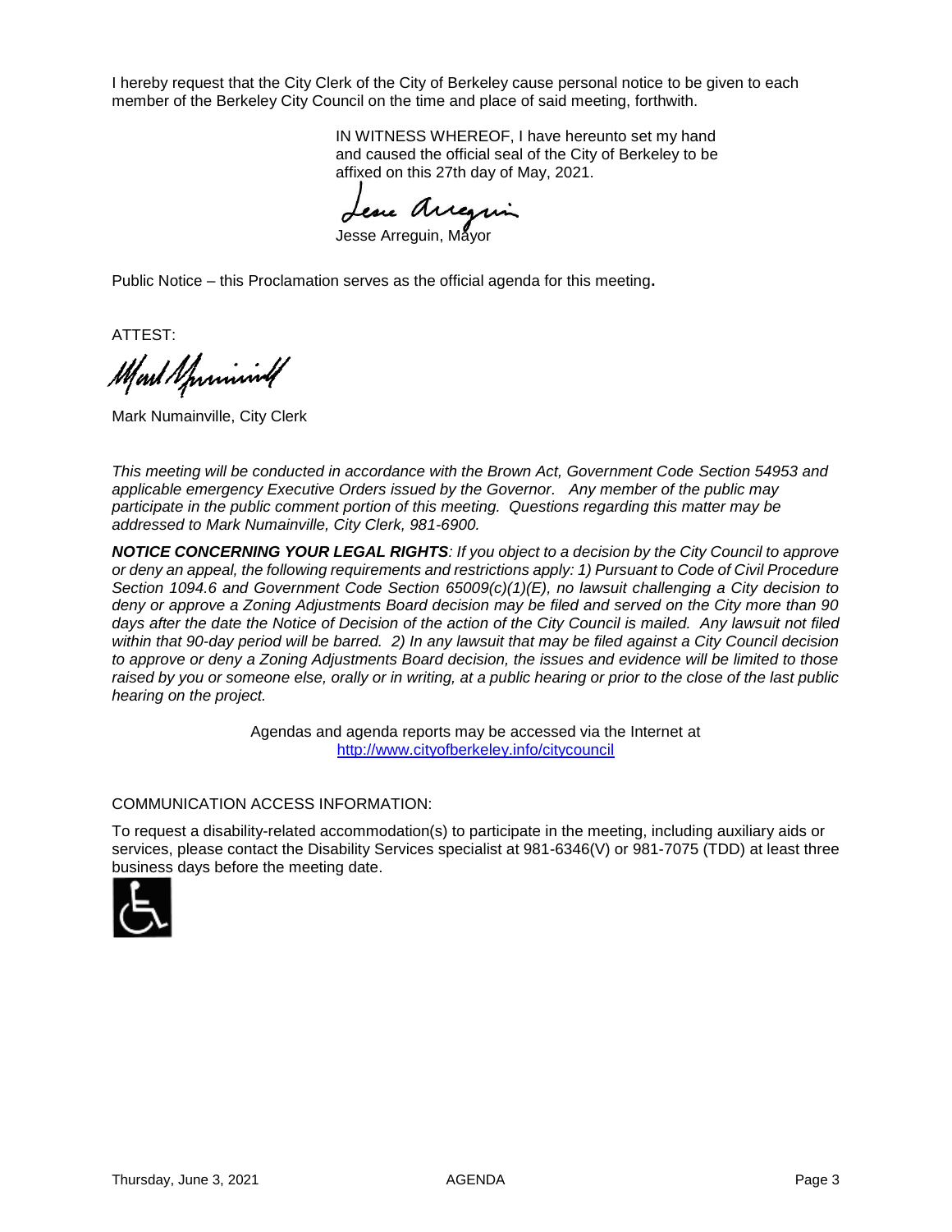I hereby request that the City Clerk of the City of Berkeley cause personal notice to be given to each member of the Berkeley City Council on the time and place of said meeting, forthwith.

IN WITNESS WHEREOF, I have hereunto set my hand and caused the official seal of the City of Berkeley to be affixed on this 27th day of May, 2021.

Jesse Arreguin, Mayor

Public Notice – this Proclamation serves as the official agenda for this meeting**.**

ATTEST:

Mark Numainville, City Clerk

*This meeting will be conducted in accordance with the Brown Act, Government Code Section 54953 and applicable emergency Executive Orders issued by the Governor. Any member of the public may participate in the public comment portion of this meeting. Questions regarding this matter may be addressed to Mark Numainville, City Clerk, 981-6900.*

***NOTICE CONCERNING YOUR LEGAL RIGHTS****: If you object to a decision by the City Council to approve or deny an appeal, the following requirements and restrictions apply: 1) Pursuant to Code of Civil Procedure Section 1094.6 and Government Code Section 65009(c)(1)(E), no lawsuit challenging a City decision to deny or approve a Zoning Adjustments Board decision may be filed and served on the City more than 90 days after the date the Notice of Decision of the action of the City Council is mailed. Any lawsuit not filed within that 90-day period will be barred. 2) In any lawsuit that may be filed against a City Council decision to approve or deny a Zoning Adjustments Board decision, the issues and evidence will be limited to those raised by you or someone else, orally or in writing, at a public hearing or prior to the close of the last public hearing on the project.*

Agendas and agenda reports may be accessed via the Internet at
http://www.cityofberkeley.info/citycouncil

COMMUNICATION ACCESS INFORMATION:

To request a disability-related accommodation(s) to participate in the meeting, including auxiliary aids or services, please contact the Disability Services specialist at 981-6346(V) or 981-7075 (TDD) at least three business days before the meeting date.